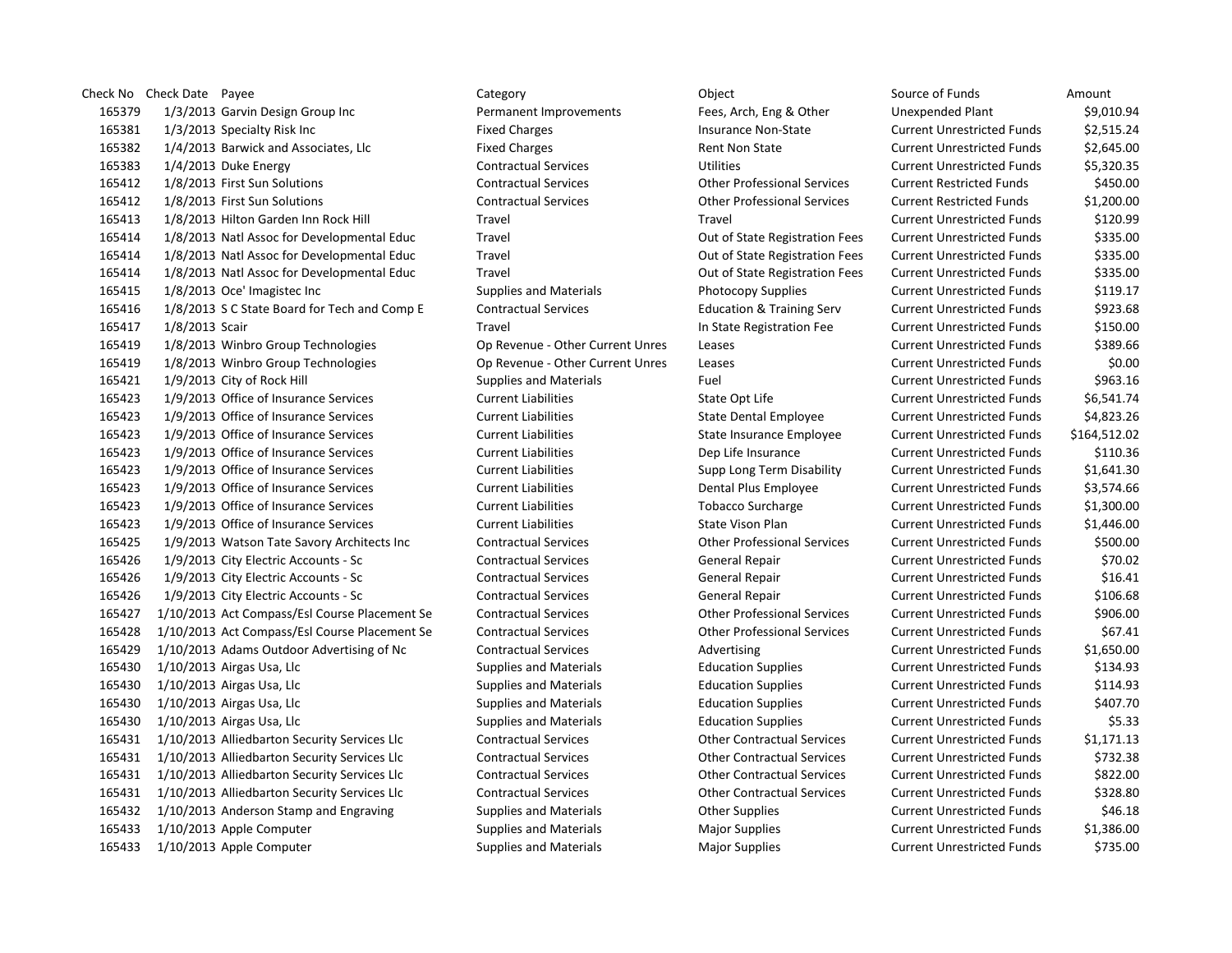| Check No | Check Date | Payee | Category | Object | Source of Funds | Amount |
|---|---|---|---|---|---|---|
| 165379 | 1/3/2013 | Garvin Design Group Inc | Permanent Improvements | Fees, Arch, Eng & Other | Unexpended Plant | $9,010.94 |
| 165381 | 1/3/2013 | Specialty Risk Inc | Fixed Charges | Insurance Non-State | Current Unrestricted Funds | $2,515.24 |
| 165382 | 1/4/2013 | Barwick and Associates, Llc | Fixed Charges | Rent Non State | Current Unrestricted Funds | $2,645.00 |
| 165383 | 1/4/2013 | Duke Energy | Contractual Services | Utilities | Current Unrestricted Funds | $5,320.35 |
| 165412 | 1/8/2013 | First Sun Solutions | Contractual Services | Other Professional Services | Current Restricted Funds | $450.00 |
| 165412 | 1/8/2013 | First Sun Solutions | Contractual Services | Other Professional Services | Current Restricted Funds | $1,200.00 |
| 165413 | 1/8/2013 | Hilton Garden Inn Rock Hill | Travel | Travel | Current Unrestricted Funds | $120.99 |
| 165414 | 1/8/2013 | Natl Assoc for Developmental Educ | Travel | Out of State Registration Fees | Current Unrestricted Funds | $335.00 |
| 165414 | 1/8/2013 | Natl Assoc for Developmental Educ | Travel | Out of State Registration Fees | Current Unrestricted Funds | $335.00 |
| 165414 | 1/8/2013 | Natl Assoc for Developmental Educ | Travel | Out of State Registration Fees | Current Unrestricted Funds | $335.00 |
| 165415 | 1/8/2013 | Oce' Imagistec Inc | Supplies and Materials | Photocopy Supplies | Current Unrestricted Funds | $119.17 |
| 165416 | 1/8/2013 | S C State Board for Tech and Comp E | Contractual Services | Education & Training Serv | Current Unrestricted Funds | $923.68 |
| 165417 | 1/8/2013 | Scair | Travel | In State Registration Fee | Current Unrestricted Funds | $150.00 |
| 165419 | 1/8/2013 | Winbro Group Technologies | Op Revenue - Other Current Unres | Leases | Current Unrestricted Funds | $389.66 |
| 165419 | 1/8/2013 | Winbro Group Technologies | Op Revenue - Other Current Unres | Leases | Current Unrestricted Funds | $0.00 |
| 165421 | 1/9/2013 | City of Rock Hill | Supplies and Materials | Fuel | Current Unrestricted Funds | $963.16 |
| 165423 | 1/9/2013 | Office of Insurance Services | Current Liabilities | State Opt Life | Current Unrestricted Funds | $6,541.74 |
| 165423 | 1/9/2013 | Office of Insurance Services | Current Liabilities | State Dental Employee | Current Unrestricted Funds | $4,823.26 |
| 165423 | 1/9/2013 | Office of Insurance Services | Current Liabilities | State Insurance Employee | Current Unrestricted Funds | $164,512.02 |
| 165423 | 1/9/2013 | Office of Insurance Services | Current Liabilities | Dep Life Insurance | Current Unrestricted Funds | $110.36 |
| 165423 | 1/9/2013 | Office of Insurance Services | Current Liabilities | Supp Long Term Disability | Current Unrestricted Funds | $1,641.30 |
| 165423 | 1/9/2013 | Office of Insurance Services | Current Liabilities | Dental Plus Employee | Current Unrestricted Funds | $3,574.66 |
| 165423 | 1/9/2013 | Office of Insurance Services | Current Liabilities | Tobacco Surcharge | Current Unrestricted Funds | $1,300.00 |
| 165423 | 1/9/2013 | Office of Insurance Services | Current Liabilities | State Vison Plan | Current Unrestricted Funds | $1,446.00 |
| 165425 | 1/9/2013 | Watson Tate Savory Architects Inc | Contractual Services | Other Professional Services | Current Unrestricted Funds | $500.00 |
| 165426 | 1/9/2013 | City Electric Accounts - Sc | Contractual Services | General Repair | Current Unrestricted Funds | $70.02 |
| 165426 | 1/9/2013 | City Electric Accounts - Sc | Contractual Services | General Repair | Current Unrestricted Funds | $16.41 |
| 165426 | 1/9/2013 | City Electric Accounts - Sc | Contractual Services | General Repair | Current Unrestricted Funds | $106.68 |
| 165427 | 1/10/2013 | Act Compass/Esl Course Placement Se | Contractual Services | Other Professional Services | Current Unrestricted Funds | $906.00 |
| 165428 | 1/10/2013 | Act Compass/Esl Course Placement Se | Contractual Services | Other Professional Services | Current Unrestricted Funds | $67.41 |
| 165429 | 1/10/2013 | Adams Outdoor Advertising of Nc | Contractual Services | Advertising | Current Unrestricted Funds | $1,650.00 |
| 165430 | 1/10/2013 | Airgas Usa, Llc | Supplies and Materials | Education Supplies | Current Unrestricted Funds | $134.93 |
| 165430 | 1/10/2013 | Airgas Usa, Llc | Supplies and Materials | Education Supplies | Current Unrestricted Funds | $114.93 |
| 165430 | 1/10/2013 | Airgas Usa, Llc | Supplies and Materials | Education Supplies | Current Unrestricted Funds | $407.70 |
| 165430 | 1/10/2013 | Airgas Usa, Llc | Supplies and Materials | Education Supplies | Current Unrestricted Funds | $5.33 |
| 165431 | 1/10/2013 | Alliedbarton Security Services Llc | Contractual Services | Other Contractual Services | Current Unrestricted Funds | $1,171.13 |
| 165431 | 1/10/2013 | Alliedbarton Security Services Llc | Contractual Services | Other Contractual Services | Current Unrestricted Funds | $732.38 |
| 165431 | 1/10/2013 | Alliedbarton Security Services Llc | Contractual Services | Other Contractual Services | Current Unrestricted Funds | $822.00 |
| 165431 | 1/10/2013 | Alliedbarton Security Services Llc | Contractual Services | Other Contractual Services | Current Unrestricted Funds | $328.80 |
| 165432 | 1/10/2013 | Anderson Stamp and Engraving | Supplies and Materials | Other Supplies | Current Unrestricted Funds | $46.18 |
| 165433 | 1/10/2013 | Apple Computer | Supplies and Materials | Major Supplies | Current Unrestricted Funds | $1,386.00 |
| 165433 | 1/10/2013 | Apple Computer | Supplies and Materials | Major Supplies | Current Unrestricted Funds | $735.00 |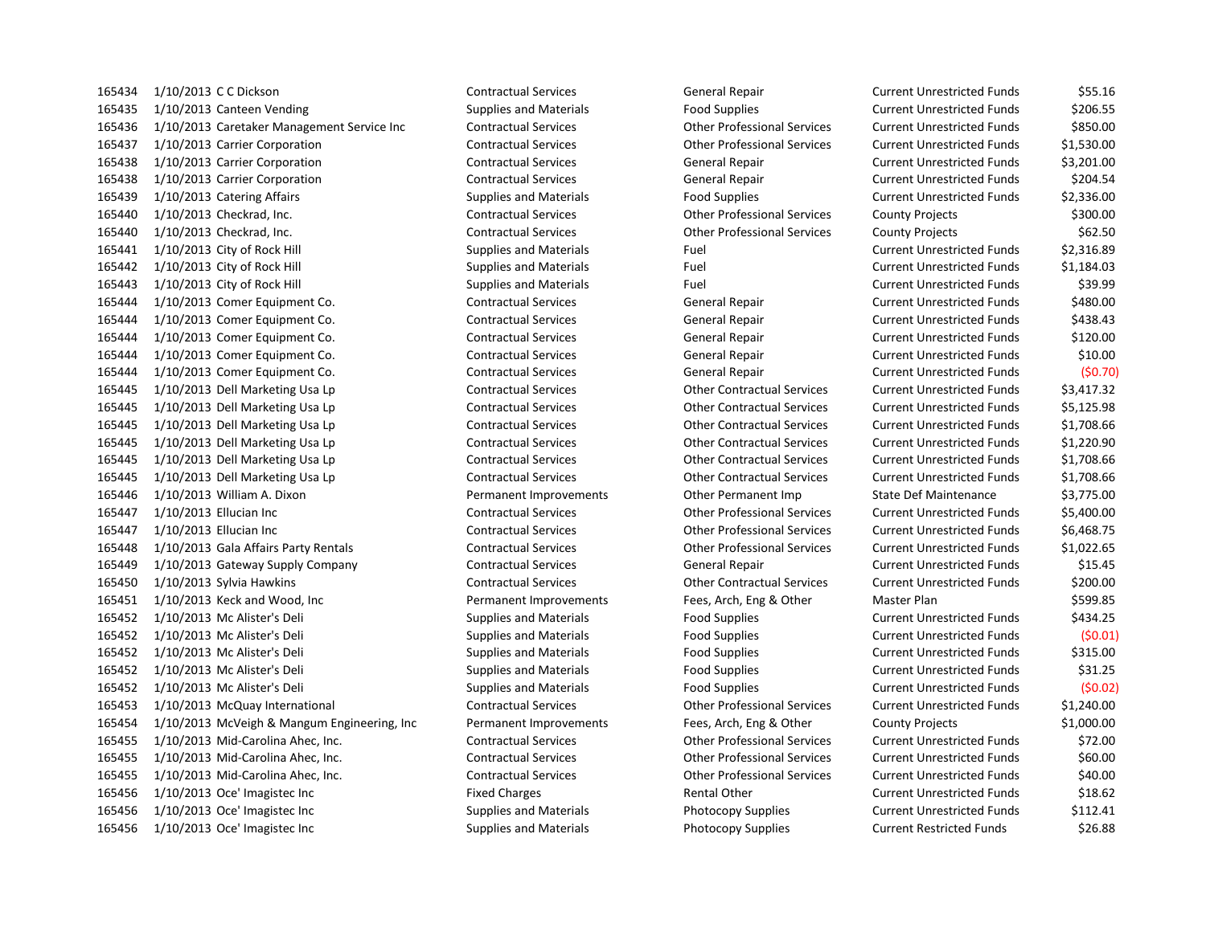| | | | | | | |
|---|---|---|---|---|---|---|
| 165434 | 1/10/2013 | C C Dickson | Contractual Services | General Repair | Current Unrestricted Funds | $55.16 |
| 165435 | 1/10/2013 | Canteen Vending | Supplies and Materials | Food Supplies | Current Unrestricted Funds | $206.55 |
| 165436 | 1/10/2013 | Caretaker Management Service Inc | Contractual Services | Other Professional Services | Current Unrestricted Funds | $850.00 |
| 165437 | 1/10/2013 | Carrier Corporation | Contractual Services | Other Professional Services | Current Unrestricted Funds | $1,530.00 |
| 165438 | 1/10/2013 | Carrier Corporation | Contractual Services | General Repair | Current Unrestricted Funds | $3,201.00 |
| 165438 | 1/10/2013 | Carrier Corporation | Contractual Services | General Repair | Current Unrestricted Funds | $204.54 |
| 165439 | 1/10/2013 | Catering Affairs | Supplies and Materials | Food Supplies | Current Unrestricted Funds | $2,336.00 |
| 165440 | 1/10/2013 | Checkrad, Inc. | Contractual Services | Other Professional Services | County Projects | $300.00 |
| 165440 | 1/10/2013 | Checkrad, Inc. | Contractual Services | Other Professional Services | County Projects | $62.50 |
| 165441 | 1/10/2013 | City of Rock Hill | Supplies and Materials | Fuel | Current Unrestricted Funds | $2,316.89 |
| 165442 | 1/10/2013 | City of Rock Hill | Supplies and Materials | Fuel | Current Unrestricted Funds | $1,184.03 |
| 165443 | 1/10/2013 | City of Rock Hill | Supplies and Materials | Fuel | Current Unrestricted Funds | $39.99 |
| 165444 | 1/10/2013 | Comer Equipment Co. | Contractual Services | General Repair | Current Unrestricted Funds | $480.00 |
| 165444 | 1/10/2013 | Comer Equipment Co. | Contractual Services | General Repair | Current Unrestricted Funds | $438.43 |
| 165444 | 1/10/2013 | Comer Equipment Co. | Contractual Services | General Repair | Current Unrestricted Funds | $120.00 |
| 165444 | 1/10/2013 | Comer Equipment Co. | Contractual Services | General Repair | Current Unrestricted Funds | $10.00 |
| 165444 | 1/10/2013 | Comer Equipment Co. | Contractual Services | General Repair | Current Unrestricted Funds | ($0.70) |
| 165445 | 1/10/2013 | Dell Marketing Usa Lp | Contractual Services | Other Contractual Services | Current Unrestricted Funds | $3,417.32 |
| 165445 | 1/10/2013 | Dell Marketing Usa Lp | Contractual Services | Other Contractual Services | Current Unrestricted Funds | $5,125.98 |
| 165445 | 1/10/2013 | Dell Marketing Usa Lp | Contractual Services | Other Contractual Services | Current Unrestricted Funds | $1,708.66 |
| 165445 | 1/10/2013 | Dell Marketing Usa Lp | Contractual Services | Other Contractual Services | Current Unrestricted Funds | $1,220.90 |
| 165445 | 1/10/2013 | Dell Marketing Usa Lp | Contractual Services | Other Contractual Services | Current Unrestricted Funds | $1,708.66 |
| 165445 | 1/10/2013 | Dell Marketing Usa Lp | Contractual Services | Other Contractual Services | Current Unrestricted Funds | $1,708.66 |
| 165446 | 1/10/2013 | William A. Dixon | Permanent Improvements | Other Permanent Imp | State Def Maintenance | $3,775.00 |
| 165447 | 1/10/2013 | Ellucian Inc | Contractual Services | Other Professional Services | Current Unrestricted Funds | $5,400.00 |
| 165447 | 1/10/2013 | Ellucian Inc | Contractual Services | Other Professional Services | Current Unrestricted Funds | $6,468.75 |
| 165448 | 1/10/2013 | Gala Affairs Party Rentals | Contractual Services | Other Professional Services | Current Unrestricted Funds | $1,022.65 |
| 165449 | 1/10/2013 | Gateway Supply Company | Contractual Services | General Repair | Current Unrestricted Funds | $15.45 |
| 165450 | 1/10/2013 | Sylvia Hawkins | Contractual Services | Other Contractual Services | Current Unrestricted Funds | $200.00 |
| 165451 | 1/10/2013 | Keck and Wood, Inc | Permanent Improvements | Fees, Arch, Eng & Other | Master Plan | $599.85 |
| 165452 | 1/10/2013 | Mc Alister's Deli | Supplies and Materials | Food Supplies | Current Unrestricted Funds | $434.25 |
| 165452 | 1/10/2013 | Mc Alister's Deli | Supplies and Materials | Food Supplies | Current Unrestricted Funds | ($0.01) |
| 165452 | 1/10/2013 | Mc Alister's Deli | Supplies and Materials | Food Supplies | Current Unrestricted Funds | $315.00 |
| 165452 | 1/10/2013 | Mc Alister's Deli | Supplies and Materials | Food Supplies | Current Unrestricted Funds | $31.25 |
| 165452 | 1/10/2013 | Mc Alister's Deli | Supplies and Materials | Food Supplies | Current Unrestricted Funds | ($0.02) |
| 165453 | 1/10/2013 | McQuay International | Contractual Services | Other Professional Services | Current Unrestricted Funds | $1,240.00 |
| 165454 | 1/10/2013 | McVeigh & Mangum Engineering, Inc | Permanent Improvements | Fees, Arch, Eng & Other | County Projects | $1,000.00 |
| 165455 | 1/10/2013 | Mid-Carolina Ahec, Inc. | Contractual Services | Other Professional Services | Current Unrestricted Funds | $72.00 |
| 165455 | 1/10/2013 | Mid-Carolina Ahec, Inc. | Contractual Services | Other Professional Services | Current Unrestricted Funds | $60.00 |
| 165455 | 1/10/2013 | Mid-Carolina Ahec, Inc. | Contractual Services | Other Professional Services | Current Unrestricted Funds | $40.00 |
| 165456 | 1/10/2013 | Oce' Imagistec Inc | Fixed Charges | Rental Other | Current Unrestricted Funds | $18.62 |
| 165456 | 1/10/2013 | Oce' Imagistec Inc | Supplies and Materials | Photocopy Supplies | Current Unrestricted Funds | $112.41 |
| 165456 | 1/10/2013 | Oce' Imagistec Inc | Supplies and Materials | Photocopy Supplies | Current Restricted Funds | $26.88 |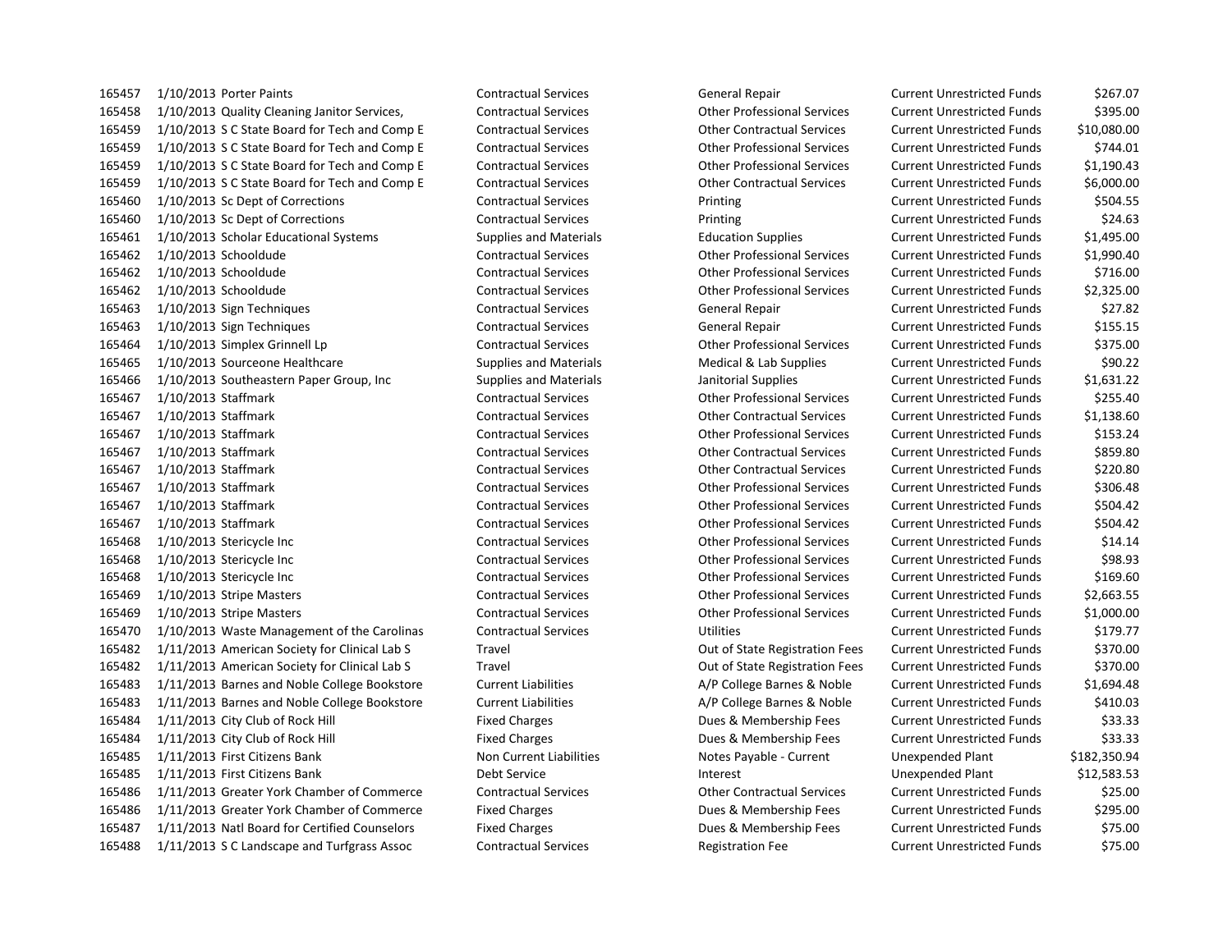| | | | | | | |
|---|---|---|---|---|---|---|
| 165457 | 1/10/2013 | Porter Paints | Contractual Services | General Repair | Current Unrestricted Funds | $267.07 |
| 165458 | 1/10/2013 | Quality Cleaning Janitor Services, | Contractual Services | Other Professional Services | Current Unrestricted Funds | $395.00 |
| 165459 | 1/10/2013 | S C State Board for Tech and Comp E | Contractual Services | Other Contractual Services | Current Unrestricted Funds | $10,080.00 |
| 165459 | 1/10/2013 | S C State Board for Tech and Comp E | Contractual Services | Other Professional Services | Current Unrestricted Funds | $744.01 |
| 165459 | 1/10/2013 | S C State Board for Tech and Comp E | Contractual Services | Other Professional Services | Current Unrestricted Funds | $1,190.43 |
| 165459 | 1/10/2013 | S C State Board for Tech and Comp E | Contractual Services | Other Contractual Services | Current Unrestricted Funds | $6,000.00 |
| 165460 | 1/10/2013 | Sc Dept of Corrections | Contractual Services | Printing | Current Unrestricted Funds | $504.55 |
| 165460 | 1/10/2013 | Sc Dept of Corrections | Contractual Services | Printing | Current Unrestricted Funds | $24.63 |
| 165461 | 1/10/2013 | Scholar Educational Systems | Supplies and Materials | Education Supplies | Current Unrestricted Funds | $1,495.00 |
| 165462 | 1/10/2013 | Schooldude | Contractual Services | Other Professional Services | Current Unrestricted Funds | $1,990.40 |
| 165462 | 1/10/2013 | Schooldude | Contractual Services | Other Professional Services | Current Unrestricted Funds | $716.00 |
| 165462 | 1/10/2013 | Schooldude | Contractual Services | Other Professional Services | Current Unrestricted Funds | $2,325.00 |
| 165463 | 1/10/2013 | Sign Techniques | Contractual Services | General Repair | Current Unrestricted Funds | $27.82 |
| 165463 | 1/10/2013 | Sign Techniques | Contractual Services | General Repair | Current Unrestricted Funds | $155.15 |
| 165464 | 1/10/2013 | Simplex Grinnell Lp | Contractual Services | Other Professional Services | Current Unrestricted Funds | $375.00 |
| 165465 | 1/10/2013 | Sourceone Healthcare | Supplies and Materials | Medical & Lab Supplies | Current Unrestricted Funds | $90.22 |
| 165466 | 1/10/2013 | Southeastern Paper Group, Inc | Supplies and Materials | Janitorial Supplies | Current Unrestricted Funds | $1,631.22 |
| 165467 | 1/10/2013 | Staffmark | Contractual Services | Other Professional Services | Current Unrestricted Funds | $255.40 |
| 165467 | 1/10/2013 | Staffmark | Contractual Services | Other Contractual Services | Current Unrestricted Funds | $1,138.60 |
| 165467 | 1/10/2013 | Staffmark | Contractual Services | Other Professional Services | Current Unrestricted Funds | $153.24 |
| 165467 | 1/10/2013 | Staffmark | Contractual Services | Other Contractual Services | Current Unrestricted Funds | $859.80 |
| 165467 | 1/10/2013 | Staffmark | Contractual Services | Other Contractual Services | Current Unrestricted Funds | $220.80 |
| 165467 | 1/10/2013 | Staffmark | Contractual Services | Other Professional Services | Current Unrestricted Funds | $306.48 |
| 165467 | 1/10/2013 | Staffmark | Contractual Services | Other Professional Services | Current Unrestricted Funds | $504.42 |
| 165467 | 1/10/2013 | Staffmark | Contractual Services | Other Professional Services | Current Unrestricted Funds | $504.42 |
| 165468 | 1/10/2013 | Stericycle Inc | Contractual Services | Other Professional Services | Current Unrestricted Funds | $14.14 |
| 165468 | 1/10/2013 | Stericycle Inc | Contractual Services | Other Professional Services | Current Unrestricted Funds | $98.93 |
| 165468 | 1/10/2013 | Stericycle Inc | Contractual Services | Other Professional Services | Current Unrestricted Funds | $169.60 |
| 165469 | 1/10/2013 | Stripe Masters | Contractual Services | Other Professional Services | Current Unrestricted Funds | $2,663.55 |
| 165469 | 1/10/2013 | Stripe Masters | Contractual Services | Other Professional Services | Current Unrestricted Funds | $1,000.00 |
| 165470 | 1/10/2013 | Waste Management of the Carolinas | Contractual Services | Utilities | Current Unrestricted Funds | $179.77 |
| 165482 | 1/11/2013 | American Society for Clinical Lab S | Travel | Out of State Registration Fees | Current Unrestricted Funds | $370.00 |
| 165482 | 1/11/2013 | American Society for Clinical Lab S | Travel | Out of State Registration Fees | Current Unrestricted Funds | $370.00 |
| 165483 | 1/11/2013 | Barnes and Noble College Bookstore | Current Liabilities | A/P College Barnes & Noble | Current Unrestricted Funds | $1,694.48 |
| 165483 | 1/11/2013 | Barnes and Noble College Bookstore | Current Liabilities | A/P College Barnes & Noble | Current Unrestricted Funds | $410.03 |
| 165484 | 1/11/2013 | City Club of Rock Hill | Fixed Charges | Dues & Membership Fees | Current Unrestricted Funds | $33.33 |
| 165484 | 1/11/2013 | City Club of Rock Hill | Fixed Charges | Dues & Membership Fees | Current Unrestricted Funds | $33.33 |
| 165485 | 1/11/2013 | First Citizens Bank | Non Current Liabilities | Notes Payable - Current | Unexpended Plant | $182,350.94 |
| 165485 | 1/11/2013 | First Citizens Bank | Debt Service | Interest | Unexpended Plant | $12,583.53 |
| 165486 | 1/11/2013 | Greater York Chamber of Commerce | Contractual Services | Other Contractual Services | Current Unrestricted Funds | $25.00 |
| 165486 | 1/11/2013 | Greater York Chamber of Commerce | Fixed Charges | Dues & Membership Fees | Current Unrestricted Funds | $295.00 |
| 165487 | 1/11/2013 | Natl Board for Certified Counselors | Fixed Charges | Dues & Membership Fees | Current Unrestricted Funds | $75.00 |
| 165488 | 1/11/2013 | S C Landscape and Turfgrass Assoc | Contractual Services | Registration Fee | Current Unrestricted Funds | $75.00 |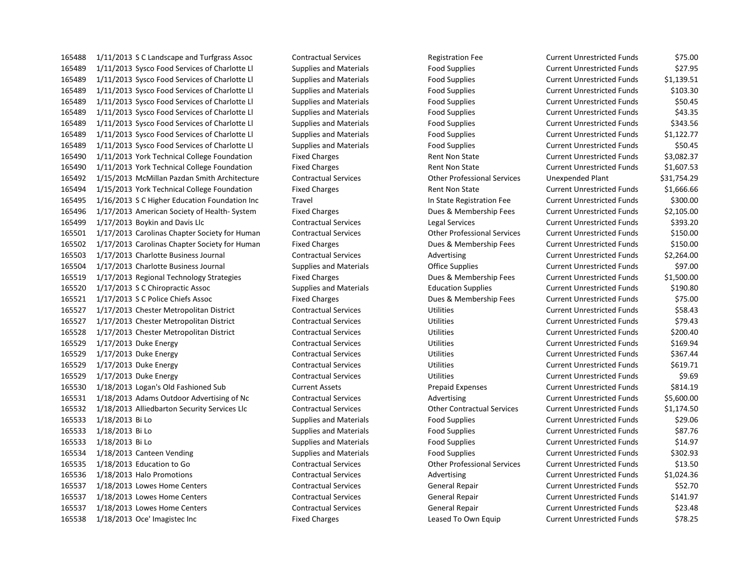| | | | | | | |
|---|---|---|---|---|---|---|
| 165488 | 1/11/2013 | S C Landscape and Turfgrass Assoc | Contractual Services | Registration Fee | Current Unrestricted Funds | $75.00 |
| 165489 | 1/11/2013 | Sysco Food Services of Charlotte Ll | Supplies and Materials | Food Supplies | Current Unrestricted Funds | $27.95 |
| 165489 | 1/11/2013 | Sysco Food Services of Charlotte Ll | Supplies and Materials | Food Supplies | Current Unrestricted Funds | $1,139.51 |
| 165489 | 1/11/2013 | Sysco Food Services of Charlotte Ll | Supplies and Materials | Food Supplies | Current Unrestricted Funds | $103.30 |
| 165489 | 1/11/2013 | Sysco Food Services of Charlotte Ll | Supplies and Materials | Food Supplies | Current Unrestricted Funds | $50.45 |
| 165489 | 1/11/2013 | Sysco Food Services of Charlotte Ll | Supplies and Materials | Food Supplies | Current Unrestricted Funds | $43.35 |
| 165489 | 1/11/2013 | Sysco Food Services of Charlotte Ll | Supplies and Materials | Food Supplies | Current Unrestricted Funds | $343.56 |
| 165489 | 1/11/2013 | Sysco Food Services of Charlotte Ll | Supplies and Materials | Food Supplies | Current Unrestricted Funds | $1,122.77 |
| 165489 | 1/11/2013 | Sysco Food Services of Charlotte Ll | Supplies and Materials | Food Supplies | Current Unrestricted Funds | $50.45 |
| 165490 | 1/11/2013 | York Technical College Foundation | Fixed Charges | Rent Non State | Current Unrestricted Funds | $3,082.37 |
| 165490 | 1/11/2013 | York Technical College Foundation | Fixed Charges | Rent Non State | Current Unrestricted Funds | $1,607.53 |
| 165492 | 1/15/2013 | McMillan Pazdan Smith Architecture | Contractual Services | Other Professional Services | Unexpended Plant | $31,754.29 |
| 165494 | 1/15/2013 | York Technical College Foundation | Fixed Charges | Rent Non State | Current Unrestricted Funds | $1,666.66 |
| 165495 | 1/16/2013 | S C Higher Education Foundation Inc | Travel | In State Registration Fee | Current Unrestricted Funds | $300.00 |
| 165496 | 1/17/2013 | American Society of Health- System | Fixed Charges | Dues & Membership Fees | Current Unrestricted Funds | $2,105.00 |
| 165499 | 1/17/2013 | Boykin and Davis Llc | Contractual Services | Legal Services | Current Unrestricted Funds | $393.20 |
| 165501 | 1/17/2013 | Carolinas Chapter Society for Human | Contractual Services | Other Professional Services | Current Unrestricted Funds | $150.00 |
| 165502 | 1/17/2013 | Carolinas Chapter Society for Human | Fixed Charges | Dues & Membership Fees | Current Unrestricted Funds | $150.00 |
| 165503 | 1/17/2013 | Charlotte Business Journal | Contractual Services | Advertising | Current Unrestricted Funds | $2,264.00 |
| 165504 | 1/17/2013 | Charlotte Business Journal | Supplies and Materials | Office Supplies | Current Unrestricted Funds | $97.00 |
| 165519 | 1/17/2013 | Regional Technology Strategies | Fixed Charges | Dues & Membership Fees | Current Unrestricted Funds | $1,500.00 |
| 165520 | 1/17/2013 | S C Chiropractic Assoc | Supplies and Materials | Education Supplies | Current Unrestricted Funds | $190.80 |
| 165521 | 1/17/2013 | S C Police Chiefs Assoc | Fixed Charges | Dues & Membership Fees | Current Unrestricted Funds | $75.00 |
| 165527 | 1/17/2013 | Chester Metropolitan District | Contractual Services | Utilities | Current Unrestricted Funds | $58.43 |
| 165527 | 1/17/2013 | Chester Metropolitan District | Contractual Services | Utilities | Current Unrestricted Funds | $79.43 |
| 165528 | 1/17/2013 | Chester Metropolitan District | Contractual Services | Utilities | Current Unrestricted Funds | $200.40 |
| 165529 | 1/17/2013 | Duke Energy | Contractual Services | Utilities | Current Unrestricted Funds | $169.94 |
| 165529 | 1/17/2013 | Duke Energy | Contractual Services | Utilities | Current Unrestricted Funds | $367.44 |
| 165529 | 1/17/2013 | Duke Energy | Contractual Services | Utilities | Current Unrestricted Funds | $619.71 |
| 165529 | 1/17/2013 | Duke Energy | Contractual Services | Utilities | Current Unrestricted Funds | $9.69 |
| 165530 | 1/18/2013 | Logan's Old Fashioned Sub | Current Assets | Prepaid Expenses | Current Unrestricted Funds | $814.19 |
| 165531 | 1/18/2013 | Adams Outdoor Advertising of Nc | Contractual Services | Advertising | Current Unrestricted Funds | $5,600.00 |
| 165532 | 1/18/2013 | Alliedbarton Security Services Llc | Contractual Services | Other Contractual Services | Current Unrestricted Funds | $1,174.50 |
| 165533 | 1/18/2013 | Bi Lo | Supplies and Materials | Food Supplies | Current Unrestricted Funds | $29.06 |
| 165533 | 1/18/2013 | Bi Lo | Supplies and Materials | Food Supplies | Current Unrestricted Funds | $87.76 |
| 165533 | 1/18/2013 | Bi Lo | Supplies and Materials | Food Supplies | Current Unrestricted Funds | $14.97 |
| 165534 | 1/18/2013 | Canteen Vending | Supplies and Materials | Food Supplies | Current Unrestricted Funds | $302.93 |
| 165535 | 1/18/2013 | Education to Go | Contractual Services | Other Professional Services | Current Unrestricted Funds | $13.50 |
| 165536 | 1/18/2013 | Halo Promotions | Contractual Services | Advertising | Current Unrestricted Funds | $1,024.36 |
| 165537 | 1/18/2013 | Lowes Home Centers | Contractual Services | General Repair | Current Unrestricted Funds | $52.70 |
| 165537 | 1/18/2013 | Lowes Home Centers | Contractual Services | General Repair | Current Unrestricted Funds | $141.97 |
| 165537 | 1/18/2013 | Lowes Home Centers | Contractual Services | General Repair | Current Unrestricted Funds | $23.48 |
| 165538 | 1/18/2013 | Oce' Imagistec Inc | Fixed Charges | Leased To Own Equip | Current Unrestricted Funds | $78.25 |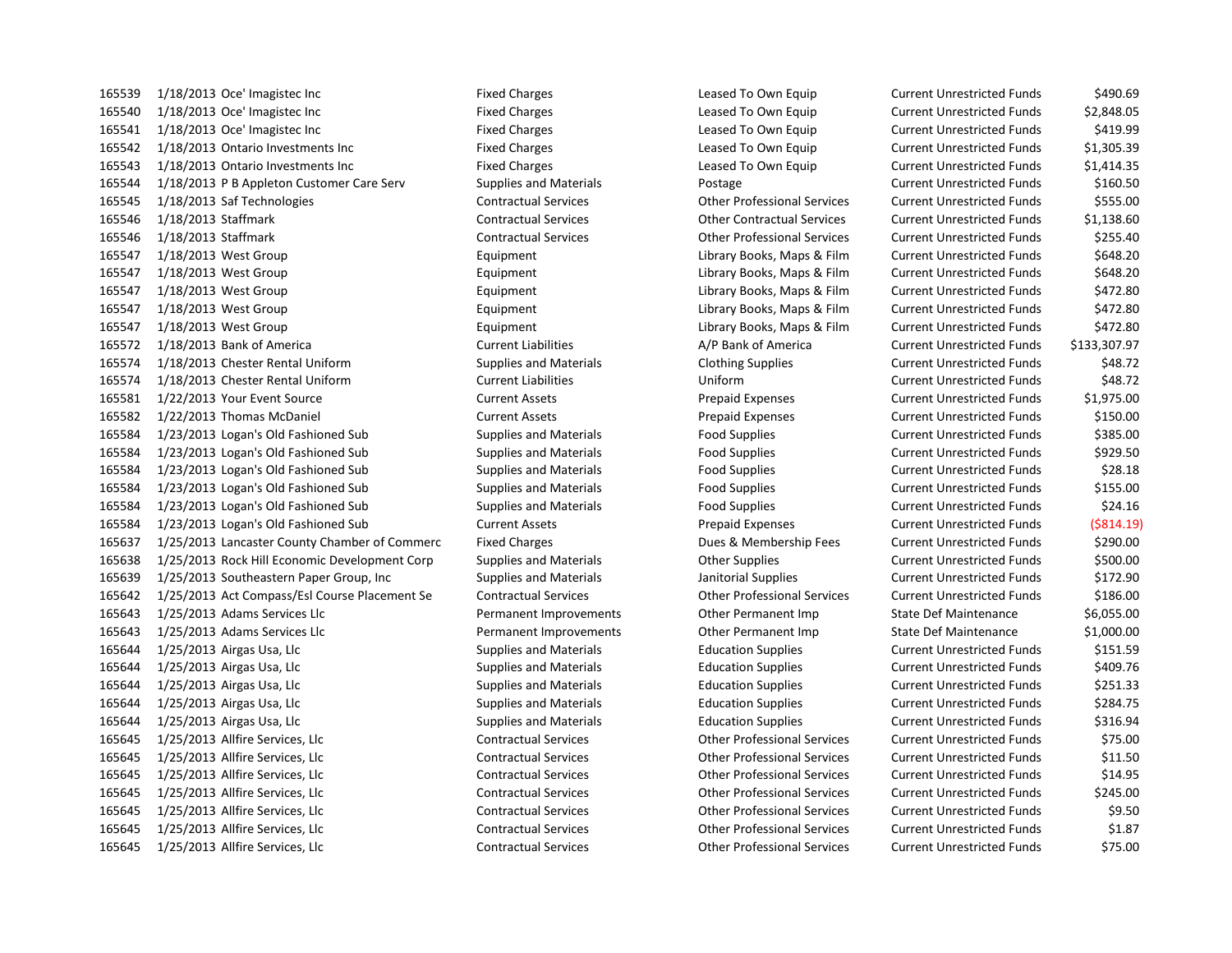| | | | | | | | |
|---|---|---|---|---|---|---|---|
| 165539 | 1/18/2013 | Oce' Imagistec Inc | Fixed Charges | Leased To Own Equip | Current Unrestricted Funds | $490.69 |
| 165540 | 1/18/2013 | Oce' Imagistec Inc | Fixed Charges | Leased To Own Equip | Current Unrestricted Funds | $2,848.05 |
| 165541 | 1/18/2013 | Oce' Imagistec Inc | Fixed Charges | Leased To Own Equip | Current Unrestricted Funds | $419.99 |
| 165542 | 1/18/2013 | Ontario Investments Inc | Fixed Charges | Leased To Own Equip | Current Unrestricted Funds | $1,305.39 |
| 165543 | 1/18/2013 | Ontario Investments Inc | Fixed Charges | Leased To Own Equip | Current Unrestricted Funds | $1,414.35 |
| 165544 | 1/18/2013 | P B Appleton Customer Care Serv | Supplies and Materials | Postage | Current Unrestricted Funds | $160.50 |
| 165545 | 1/18/2013 | Saf Technologies | Contractual Services | Other Professional Services | Current Unrestricted Funds | $555.00 |
| 165546 | 1/18/2013 | Staffmark | Contractual Services | Other Contractual Services | Current Unrestricted Funds | $1,138.60 |
| 165546 | 1/18/2013 | Staffmark | Contractual Services | Other Professional Services | Current Unrestricted Funds | $255.40 |
| 165547 | 1/18/2013 | West Group | Equipment | Library Books, Maps & Film | Current Unrestricted Funds | $648.20 |
| 165547 | 1/18/2013 | West Group | Equipment | Library Books, Maps & Film | Current Unrestricted Funds | $648.20 |
| 165547 | 1/18/2013 | West Group | Equipment | Library Books, Maps & Film | Current Unrestricted Funds | $472.80 |
| 165547 | 1/18/2013 | West Group | Equipment | Library Books, Maps & Film | Current Unrestricted Funds | $472.80 |
| 165547 | 1/18/2013 | West Group | Equipment | Library Books, Maps & Film | Current Unrestricted Funds | $472.80 |
| 165572 | 1/18/2013 | Bank of America | Current Liabilities | A/P Bank of America | Current Unrestricted Funds | $133,307.97 |
| 165574 | 1/18/2013 | Chester Rental Uniform | Supplies and Materials | Clothing Supplies | Current Unrestricted Funds | $48.72 |
| 165574 | 1/18/2013 | Chester Rental Uniform | Current Liabilities | Uniform | Current Unrestricted Funds | $48.72 |
| 165581 | 1/22/2013 | Your Event Source | Current Assets | Prepaid Expenses | Current Unrestricted Funds | $1,975.00 |
| 165582 | 1/22/2013 | Thomas McDaniel | Current Assets | Prepaid Expenses | Current Unrestricted Funds | $150.00 |
| 165584 | 1/23/2013 | Logan's Old Fashioned Sub | Supplies and Materials | Food Supplies | Current Unrestricted Funds | $385.00 |
| 165584 | 1/23/2013 | Logan's Old Fashioned Sub | Supplies and Materials | Food Supplies | Current Unrestricted Funds | $929.50 |
| 165584 | 1/23/2013 | Logan's Old Fashioned Sub | Supplies and Materials | Food Supplies | Current Unrestricted Funds | $28.18 |
| 165584 | 1/23/2013 | Logan's Old Fashioned Sub | Supplies and Materials | Food Supplies | Current Unrestricted Funds | $155.00 |
| 165584 | 1/23/2013 | Logan's Old Fashioned Sub | Supplies and Materials | Food Supplies | Current Unrestricted Funds | $24.16 |
| 165584 | 1/23/2013 | Logan's Old Fashioned Sub | Current Assets | Prepaid Expenses | Current Unrestricted Funds | ($814.19) |
| 165637 | 1/25/2013 | Lancaster County Chamber of Commerc | Fixed Charges | Dues & Membership Fees | Current Unrestricted Funds | $290.00 |
| 165638 | 1/25/2013 | Rock Hill Economic Development Corp | Supplies and Materials | Other Supplies | Current Unrestricted Funds | $500.00 |
| 165639 | 1/25/2013 | Southeastern Paper Group, Inc | Supplies and Materials | Janitorial Supplies | Current Unrestricted Funds | $172.90 |
| 165642 | 1/25/2013 | Act Compass/Esl Course Placement Se | Contractual Services | Other Professional Services | Current Unrestricted Funds | $186.00 |
| 165643 | 1/25/2013 | Adams Services Llc | Permanent Improvements | Other Permanent Imp | State Def Maintenance | $6,055.00 |
| 165643 | 1/25/2013 | Adams Services Llc | Permanent Improvements | Other Permanent Imp | State Def Maintenance | $1,000.00 |
| 165644 | 1/25/2013 | Airgas Usa, Llc | Supplies and Materials | Education Supplies | Current Unrestricted Funds | $151.59 |
| 165644 | 1/25/2013 | Airgas Usa, Llc | Supplies and Materials | Education Supplies | Current Unrestricted Funds | $409.76 |
| 165644 | 1/25/2013 | Airgas Usa, Llc | Supplies and Materials | Education Supplies | Current Unrestricted Funds | $251.33 |
| 165644 | 1/25/2013 | Airgas Usa, Llc | Supplies and Materials | Education Supplies | Current Unrestricted Funds | $284.75 |
| 165644 | 1/25/2013 | Airgas Usa, Llc | Supplies and Materials | Education Supplies | Current Unrestricted Funds | $316.94 |
| 165645 | 1/25/2013 | Allfire Services, Llc | Contractual Services | Other Professional Services | Current Unrestricted Funds | $75.00 |
| 165645 | 1/25/2013 | Allfire Services, Llc | Contractual Services | Other Professional Services | Current Unrestricted Funds | $11.50 |
| 165645 | 1/25/2013 | Allfire Services, Llc | Contractual Services | Other Professional Services | Current Unrestricted Funds | $14.95 |
| 165645 | 1/25/2013 | Allfire Services, Llc | Contractual Services | Other Professional Services | Current Unrestricted Funds | $245.00 |
| 165645 | 1/25/2013 | Allfire Services, Llc | Contractual Services | Other Professional Services | Current Unrestricted Funds | $9.50 |
| 165645 | 1/25/2013 | Allfire Services, Llc | Contractual Services | Other Professional Services | Current Unrestricted Funds | $1.87 |
| 165645 | 1/25/2013 | Allfire Services, Llc | Contractual Services | Other Professional Services | Current Unrestricted Funds | $75.00 |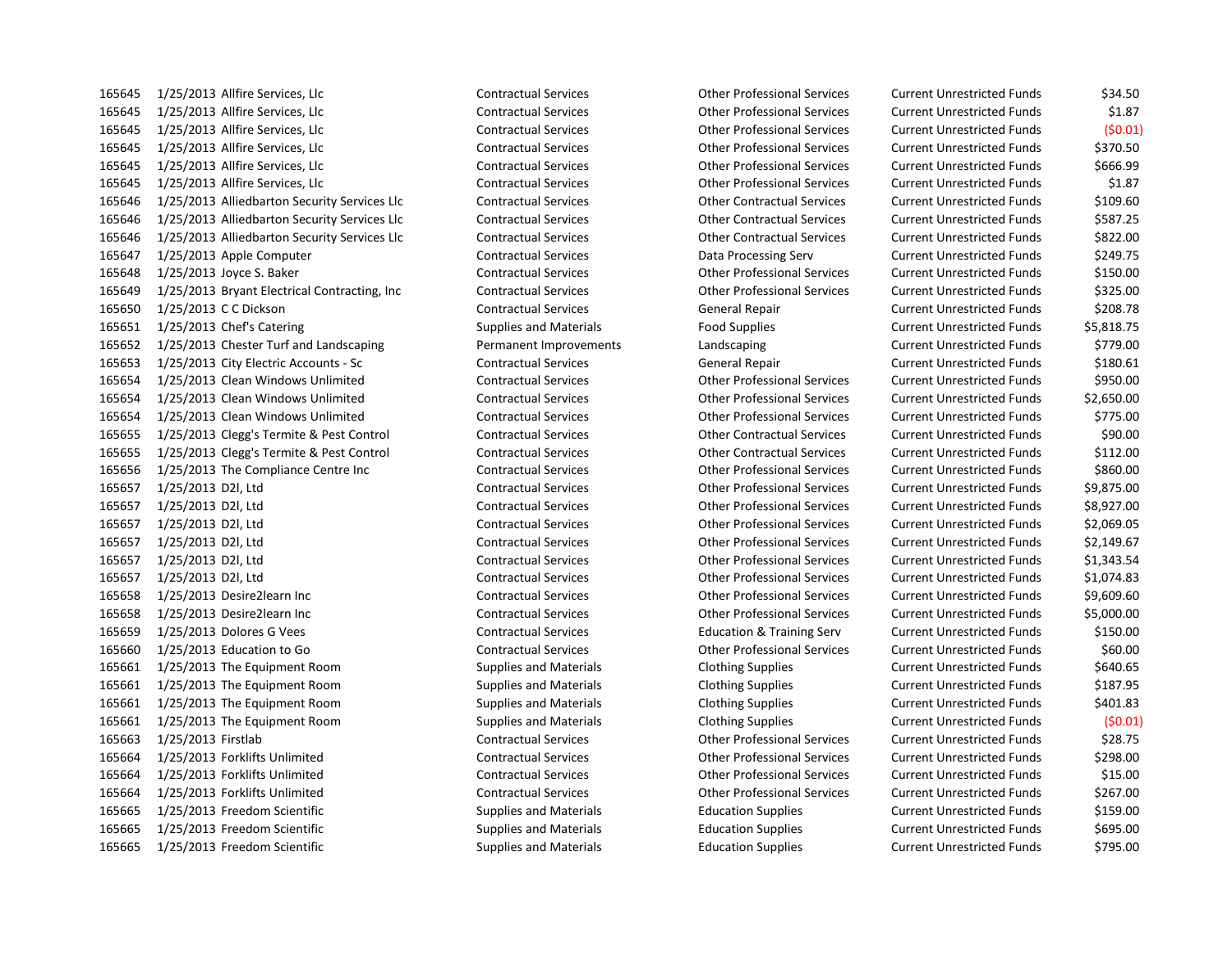| | | | | | | |
|---|---|---|---|---|---|---|
| 165645 | 1/25/2013 | Allfire Services, Llc | Contractual Services | Other Professional Services | Current Unrestricted Funds | $34.50 |
| 165645 | 1/25/2013 | Allfire Services, Llc | Contractual Services | Other Professional Services | Current Unrestricted Funds | $1.87 |
| 165645 | 1/25/2013 | Allfire Services, Llc | Contractual Services | Other Professional Services | Current Unrestricted Funds | ($0.01) |
| 165645 | 1/25/2013 | Allfire Services, Llc | Contractual Services | Other Professional Services | Current Unrestricted Funds | $370.50 |
| 165645 | 1/25/2013 | Allfire Services, Llc | Contractual Services | Other Professional Services | Current Unrestricted Funds | $666.99 |
| 165645 | 1/25/2013 | Allfire Services, Llc | Contractual Services | Other Professional Services | Current Unrestricted Funds | $1.87 |
| 165646 | 1/25/2013 | Alliedbarton Security Services Llc | Contractual Services | Other Contractual Services | Current Unrestricted Funds | $109.60 |
| 165646 | 1/25/2013 | Alliedbarton Security Services Llc | Contractual Services | Other Contractual Services | Current Unrestricted Funds | $587.25 |
| 165646 | 1/25/2013 | Alliedbarton Security Services Llc | Contractual Services | Other Contractual Services | Current Unrestricted Funds | $822.00 |
| 165647 | 1/25/2013 | Apple Computer | Contractual Services | Data Processing Serv | Current Unrestricted Funds | $249.75 |
| 165648 | 1/25/2013 | Joyce S. Baker | Contractual Services | Other Professional Services | Current Unrestricted Funds | $150.00 |
| 165649 | 1/25/2013 | Bryant Electrical Contracting, Inc | Contractual Services | Other Professional Services | Current Unrestricted Funds | $325.00 |
| 165650 | 1/25/2013 | C C Dickson | Contractual Services | General Repair | Current Unrestricted Funds | $208.78 |
| 165651 | 1/25/2013 | Chef's Catering | Supplies and Materials | Food Supplies | Current Unrestricted Funds | $5,818.75 |
| 165652 | 1/25/2013 | Chester Turf and Landscaping | Permanent Improvements | Landscaping | Current Unrestricted Funds | $779.00 |
| 165653 | 1/25/2013 | City Electric Accounts - Sc | Contractual Services | General Repair | Current Unrestricted Funds | $180.61 |
| 165654 | 1/25/2013 | Clean Windows Unlimited | Contractual Services | Other Professional Services | Current Unrestricted Funds | $950.00 |
| 165654 | 1/25/2013 | Clean Windows Unlimited | Contractual Services | Other Professional Services | Current Unrestricted Funds | $2,650.00 |
| 165654 | 1/25/2013 | Clean Windows Unlimited | Contractual Services | Other Professional Services | Current Unrestricted Funds | $775.00 |
| 165655 | 1/25/2013 | Clegg's Termite & Pest Control | Contractual Services | Other Contractual Services | Current Unrestricted Funds | $90.00 |
| 165655 | 1/25/2013 | Clegg's Termite & Pest Control | Contractual Services | Other Contractual Services | Current Unrestricted Funds | $112.00 |
| 165656 | 1/25/2013 | The Compliance Centre Inc | Contractual Services | Other Professional Services | Current Unrestricted Funds | $860.00 |
| 165657 | 1/25/2013 | D2l, Ltd | Contractual Services | Other Professional Services | Current Unrestricted Funds | $9,875.00 |
| 165657 | 1/25/2013 | D2l, Ltd | Contractual Services | Other Professional Services | Current Unrestricted Funds | $8,927.00 |
| 165657 | 1/25/2013 | D2l, Ltd | Contractual Services | Other Professional Services | Current Unrestricted Funds | $2,069.05 |
| 165657 | 1/25/2013 | D2l, Ltd | Contractual Services | Other Professional Services | Current Unrestricted Funds | $2,149.67 |
| 165657 | 1/25/2013 | D2l, Ltd | Contractual Services | Other Professional Services | Current Unrestricted Funds | $1,343.54 |
| 165657 | 1/25/2013 | D2l, Ltd | Contractual Services | Other Professional Services | Current Unrestricted Funds | $1,074.83 |
| 165658 | 1/25/2013 | Desire2learn Inc | Contractual Services | Other Professional Services | Current Unrestricted Funds | $9,609.60 |
| 165658 | 1/25/2013 | Desire2learn Inc | Contractual Services | Other Professional Services | Current Unrestricted Funds | $5,000.00 |
| 165659 | 1/25/2013 | Dolores G Vees | Contractual Services | Education & Training Serv | Current Unrestricted Funds | $150.00 |
| 165660 | 1/25/2013 | Education to Go | Contractual Services | Other Professional Services | Current Unrestricted Funds | $60.00 |
| 165661 | 1/25/2013 | The Equipment Room | Supplies and Materials | Clothing Supplies | Current Unrestricted Funds | $640.65 |
| 165661 | 1/25/2013 | The Equipment Room | Supplies and Materials | Clothing Supplies | Current Unrestricted Funds | $187.95 |
| 165661 | 1/25/2013 | The Equipment Room | Supplies and Materials | Clothing Supplies | Current Unrestricted Funds | $401.83 |
| 165661 | 1/25/2013 | The Equipment Room | Supplies and Materials | Clothing Supplies | Current Unrestricted Funds | ($0.01) |
| 165663 | 1/25/2013 | Firstlab | Contractual Services | Other Professional Services | Current Unrestricted Funds | $28.75 |
| 165664 | 1/25/2013 | Forklifts Unlimited | Contractual Services | Other Professional Services | Current Unrestricted Funds | $298.00 |
| 165664 | 1/25/2013 | Forklifts Unlimited | Contractual Services | Other Professional Services | Current Unrestricted Funds | $15.00 |
| 165664 | 1/25/2013 | Forklifts Unlimited | Contractual Services | Other Professional Services | Current Unrestricted Funds | $267.00 |
| 165665 | 1/25/2013 | Freedom Scientific | Supplies and Materials | Education Supplies | Current Unrestricted Funds | $159.00 |
| 165665 | 1/25/2013 | Freedom Scientific | Supplies and Materials | Education Supplies | Current Unrestricted Funds | $695.00 |
| 165665 | 1/25/2013 | Freedom Scientific | Supplies and Materials | Education Supplies | Current Unrestricted Funds | $795.00 |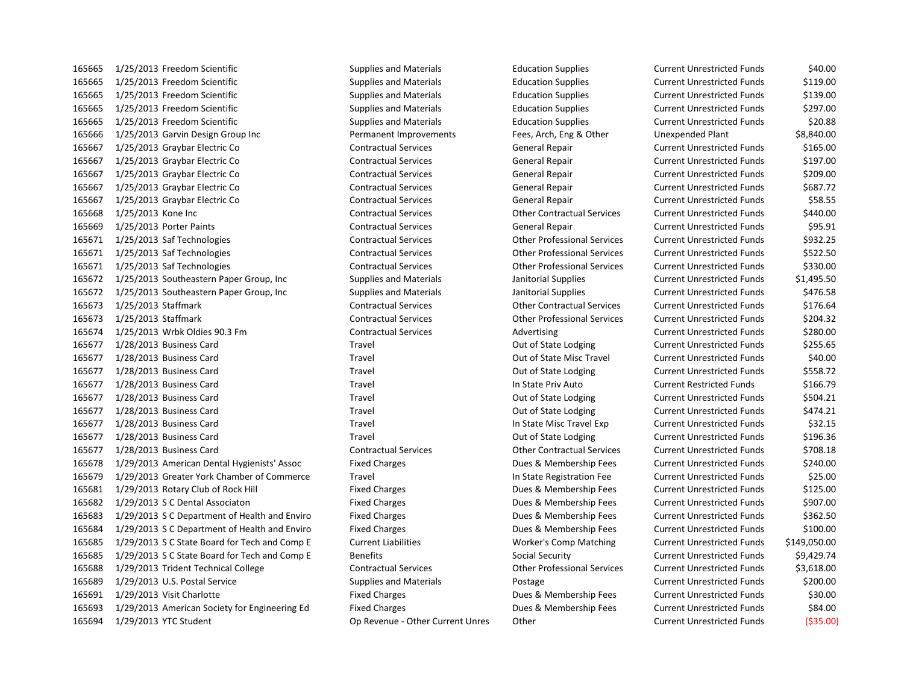| | | | | | | |
|---|---|---|---|---|---|---|
| 165665 | 1/25/2013 | Freedom Scientific | Supplies and Materials | Education Supplies | Current Unrestricted Funds | $40.00 |
| 165665 | 1/25/2013 | Freedom Scientific | Supplies and Materials | Education Supplies | Current Unrestricted Funds | $119.00 |
| 165665 | 1/25/2013 | Freedom Scientific | Supplies and Materials | Education Supplies | Current Unrestricted Funds | $139.00 |
| 165665 | 1/25/2013 | Freedom Scientific | Supplies and Materials | Education Supplies | Current Unrestricted Funds | $297.00 |
| 165665 | 1/25/2013 | Freedom Scientific | Supplies and Materials | Education Supplies | Current Unrestricted Funds | $20.88 |
| 165666 | 1/25/2013 | Garvin Design Group Inc | Permanent Improvements | Fees, Arch, Eng & Other | Unexpended Plant | $8,840.00 |
| 165667 | 1/25/2013 | Graybar Electric Co | Contractual Services | General Repair | Current Unrestricted Funds | $165.00 |
| 165667 | 1/25/2013 | Graybar Electric Co | Contractual Services | General Repair | Current Unrestricted Funds | $197.00 |
| 165667 | 1/25/2013 | Graybar Electric Co | Contractual Services | General Repair | Current Unrestricted Funds | $209.00 |
| 165667 | 1/25/2013 | Graybar Electric Co | Contractual Services | General Repair | Current Unrestricted Funds | $687.72 |
| 165667 | 1/25/2013 | Graybar Electric Co | Contractual Services | General Repair | Current Unrestricted Funds | $58.55 |
| 165668 | 1/25/2013 | Kone Inc | Contractual Services | Other Contractual Services | Current Unrestricted Funds | $440.00 |
| 165669 | 1/25/2013 | Porter Paints | Contractual Services | General Repair | Current Unrestricted Funds | $95.91 |
| 165671 | 1/25/2013 | Saf Technologies | Contractual Services | Other Professional Services | Current Unrestricted Funds | $932.25 |
| 165671 | 1/25/2013 | Saf Technologies | Contractual Services | Other Professional Services | Current Unrestricted Funds | $522.50 |
| 165671 | 1/25/2013 | Saf Technologies | Contractual Services | Other Professional Services | Current Unrestricted Funds | $330.00 |
| 165672 | 1/25/2013 | Southeastern Paper Group, Inc | Supplies and Materials | Janitorial Supplies | Current Unrestricted Funds | $1,495.50 |
| 165672 | 1/25/2013 | Southeastern Paper Group, Inc | Supplies and Materials | Janitorial Supplies | Current Unrestricted Funds | $476.58 |
| 165673 | 1/25/2013 | Staffmark | Contractual Services | Other Contractual Services | Current Unrestricted Funds | $176.64 |
| 165673 | 1/25/2013 | Staffmark | Contractual Services | Other Professional Services | Current Unrestricted Funds | $204.32 |
| 165674 | 1/25/2013 | Wrbk Oldies 90.3 Fm | Contractual Services | Advertising | Current Unrestricted Funds | $280.00 |
| 165677 | 1/28/2013 | Business Card | Travel | Out of State Lodging | Current Unrestricted Funds | $255.65 |
| 165677 | 1/28/2013 | Business Card | Travel | Out of State Misc Travel | Current Unrestricted Funds | $40.00 |
| 165677 | 1/28/2013 | Business Card | Travel | Out of State Lodging | Current Unrestricted Funds | $558.72 |
| 165677 | 1/28/2013 | Business Card | Travel | In State Priv Auto | Current Restricted Funds | $166.79 |
| 165677 | 1/28/2013 | Business Card | Travel | Out of State Lodging | Current Unrestricted Funds | $504.21 |
| 165677 | 1/28/2013 | Business Card | Travel | Out of State Lodging | Current Unrestricted Funds | $474.21 |
| 165677 | 1/28/2013 | Business Card | Travel | In State Misc Travel Exp | Current Unrestricted Funds | $32.15 |
| 165677 | 1/28/2013 | Business Card | Travel | Out of State Lodging | Current Unrestricted Funds | $196.36 |
| 165677 | 1/28/2013 | Business Card | Contractual Services | Other Contractual Services | Current Unrestricted Funds | $708.18 |
| 165678 | 1/29/2013 | American Dental Hygienists' Assoc | Fixed Charges | Dues & Membership Fees | Current Unrestricted Funds | $240.00 |
| 165679 | 1/29/2013 | Greater York Chamber of Commerce | Travel | In State Registration Fee | Current Unrestricted Funds | $25.00 |
| 165681 | 1/29/2013 | Rotary Club of Rock Hill | Fixed Charges | Dues & Membership Fees | Current Unrestricted Funds | $125.00 |
| 165682 | 1/29/2013 | S C Dental Associaton | Fixed Charges | Dues & Membership Fees | Current Unrestricted Funds | $907.00 |
| 165683 | 1/29/2013 | S C Department of Health and Enviro | Fixed Charges | Dues & Membership Fees | Current Unrestricted Funds | $362.50 |
| 165684 | 1/29/2013 | S C Department of Health and Enviro | Fixed Charges | Dues & Membership Fees | Current Unrestricted Funds | $100.00 |
| 165685 | 1/29/2013 | S C State Board for Tech and Comp E | Current Liabilities | Worker's Comp Matching | Current Unrestricted Funds | $149,050.00 |
| 165685 | 1/29/2013 | S C State Board for Tech and Comp E | Benefits | Social Security | Current Unrestricted Funds | $9,429.74 |
| 165688 | 1/29/2013 | Trident Technical College | Contractual Services | Other Professional Services | Current Unrestricted Funds | $3,618.00 |
| 165689 | 1/29/2013 | U.S. Postal Service | Supplies and Materials | Postage | Current Unrestricted Funds | $200.00 |
| 165691 | 1/29/2013 | Visit Charlotte | Fixed Charges | Dues & Membership Fees | Current Unrestricted Funds | $30.00 |
| 165693 | 1/29/2013 | American Society for Engineering Ed | Fixed Charges | Dues & Membership Fees | Current Unrestricted Funds | $84.00 |
| 165694 | 1/29/2013 | YTC Student | Op Revenue - Other Current Unres | Other | Current Unrestricted Funds | ($35.00) |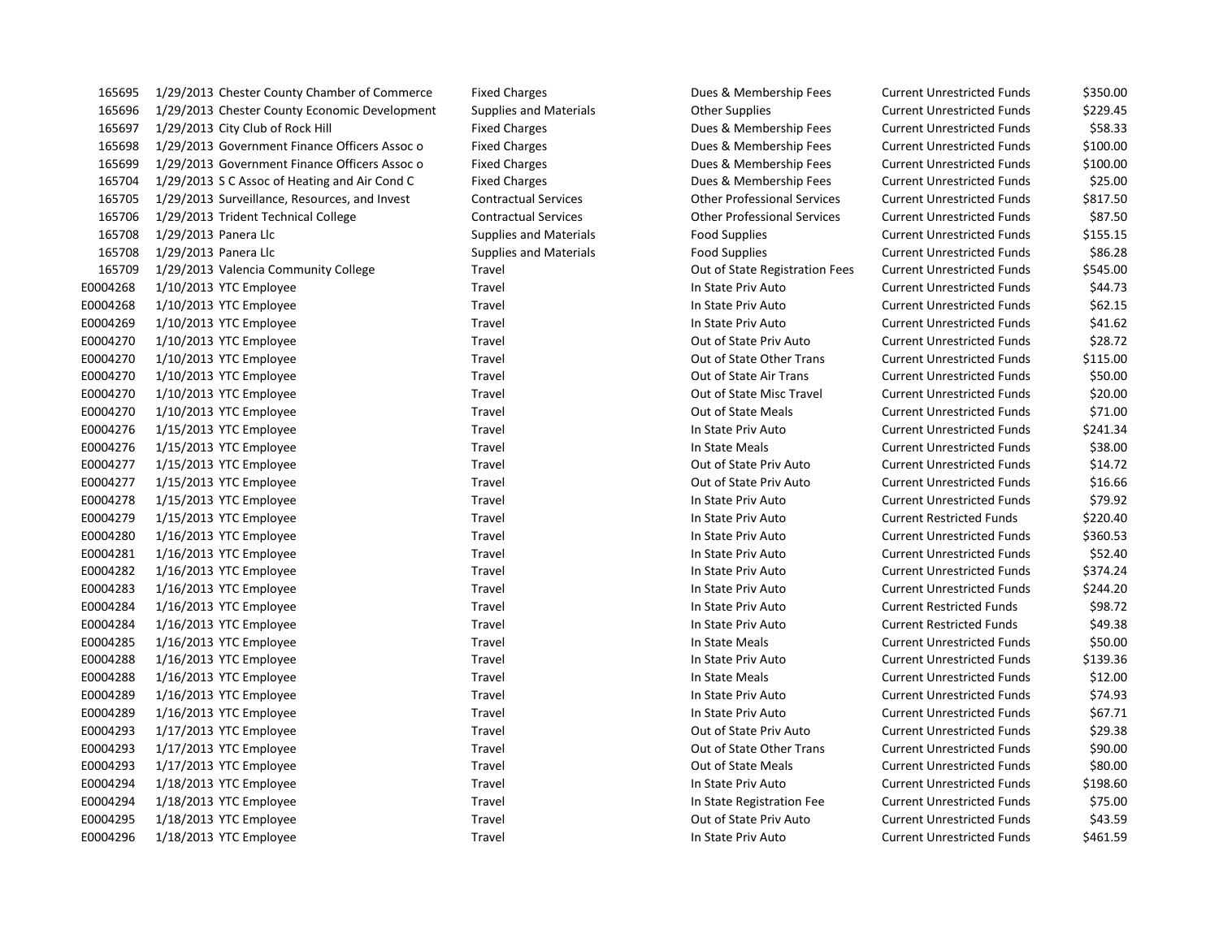| | | | | | | |
|---|---|---|---|---|---|---|
| 165695 | 1/29/2013 | Chester County Chamber of Commerce | Fixed Charges | Dues & Membership Fees | Current Unrestricted Funds | $350.00 |
| 165696 | 1/29/2013 | Chester County Economic Development | Supplies and Materials | Other Supplies | Current Unrestricted Funds | $229.45 |
| 165697 | 1/29/2013 | City Club of Rock Hill | Fixed Charges | Dues & Membership Fees | Current Unrestricted Funds | $58.33 |
| 165698 | 1/29/2013 | Government Finance Officers Assoc o | Fixed Charges | Dues & Membership Fees | Current Unrestricted Funds | $100.00 |
| 165699 | 1/29/2013 | Government Finance Officers Assoc o | Fixed Charges | Dues & Membership Fees | Current Unrestricted Funds | $100.00 |
| 165704 | 1/29/2013 | S C Assoc of Heating and Air Cond C | Fixed Charges | Dues & Membership Fees | Current Unrestricted Funds | $25.00 |
| 165705 | 1/29/2013 | Surveillance, Resources, and Invest | Contractual Services | Other Professional Services | Current Unrestricted Funds | $817.50 |
| 165706 | 1/29/2013 | Trident Technical College | Contractual Services | Other Professional Services | Current Unrestricted Funds | $87.50 |
| 165708 | 1/29/2013 | Panera Llc | Supplies and Materials | Food Supplies | Current Unrestricted Funds | $155.15 |
| 165708 | 1/29/2013 | Panera Llc | Supplies and Materials | Food Supplies | Current Unrestricted Funds | $86.28 |
| 165709 | 1/29/2013 | Valencia Community College | Travel | Out of State Registration Fees | Current Unrestricted Funds | $545.00 |
| E0004268 | 1/10/2013 | YTC Employee | Travel | In State Priv Auto | Current Unrestricted Funds | $44.73 |
| E0004268 | 1/10/2013 | YTC Employee | Travel | In State Priv Auto | Current Unrestricted Funds | $62.15 |
| E0004269 | 1/10/2013 | YTC Employee | Travel | In State Priv Auto | Current Unrestricted Funds | $41.62 |
| E0004270 | 1/10/2013 | YTC Employee | Travel | Out of State Priv Auto | Current Unrestricted Funds | $28.72 |
| E0004270 | 1/10/2013 | YTC Employee | Travel | Out of State Other Trans | Current Unrestricted Funds | $115.00 |
| E0004270 | 1/10/2013 | YTC Employee | Travel | Out of State Air Trans | Current Unrestricted Funds | $50.00 |
| E0004270 | 1/10/2013 | YTC Employee | Travel | Out of State Misc Travel | Current Unrestricted Funds | $20.00 |
| E0004270 | 1/10/2013 | YTC Employee | Travel | Out of State Meals | Current Unrestricted Funds | $71.00 |
| E0004276 | 1/15/2013 | YTC Employee | Travel | In State Priv Auto | Current Unrestricted Funds | $241.34 |
| E0004276 | 1/15/2013 | YTC Employee | Travel | In State Meals | Current Unrestricted Funds | $38.00 |
| E0004277 | 1/15/2013 | YTC Employee | Travel | Out of State Priv Auto | Current Unrestricted Funds | $14.72 |
| E0004277 | 1/15/2013 | YTC Employee | Travel | Out of State Priv Auto | Current Unrestricted Funds | $16.66 |
| E0004278 | 1/15/2013 | YTC Employee | Travel | In State Priv Auto | Current Unrestricted Funds | $79.92 |
| E0004279 | 1/15/2013 | YTC Employee | Travel | In State Priv Auto | Current Restricted Funds | $220.40 |
| E0004280 | 1/16/2013 | YTC Employee | Travel | In State Priv Auto | Current Unrestricted Funds | $360.53 |
| E0004281 | 1/16/2013 | YTC Employee | Travel | In State Priv Auto | Current Unrestricted Funds | $52.40 |
| E0004282 | 1/16/2013 | YTC Employee | Travel | In State Priv Auto | Current Unrestricted Funds | $374.24 |
| E0004283 | 1/16/2013 | YTC Employee | Travel | In State Priv Auto | Current Unrestricted Funds | $244.20 |
| E0004284 | 1/16/2013 | YTC Employee | Travel | In State Priv Auto | Current Restricted Funds | $98.72 |
| E0004284 | 1/16/2013 | YTC Employee | Travel | In State Priv Auto | Current Restricted Funds | $49.38 |
| E0004285 | 1/16/2013 | YTC Employee | Travel | In State Meals | Current Unrestricted Funds | $50.00 |
| E0004288 | 1/16/2013 | YTC Employee | Travel | In State Priv Auto | Current Unrestricted Funds | $139.36 |
| E0004288 | 1/16/2013 | YTC Employee | Travel | In State Meals | Current Unrestricted Funds | $12.00 |
| E0004289 | 1/16/2013 | YTC Employee | Travel | In State Priv Auto | Current Unrestricted Funds | $74.93 |
| E0004289 | 1/16/2013 | YTC Employee | Travel | In State Priv Auto | Current Unrestricted Funds | $67.71 |
| E0004293 | 1/17/2013 | YTC Employee | Travel | Out of State Priv Auto | Current Unrestricted Funds | $29.38 |
| E0004293 | 1/17/2013 | YTC Employee | Travel | Out of State Other Trans | Current Unrestricted Funds | $90.00 |
| E0004293 | 1/17/2013 | YTC Employee | Travel | Out of State Meals | Current Unrestricted Funds | $80.00 |
| E0004294 | 1/18/2013 | YTC Employee | Travel | In State Priv Auto | Current Unrestricted Funds | $198.60 |
| E0004294 | 1/18/2013 | YTC Employee | Travel | In State Registration Fee | Current Unrestricted Funds | $75.00 |
| E0004295 | 1/18/2013 | YTC Employee | Travel | Out of State Priv Auto | Current Unrestricted Funds | $43.59 |
| E0004296 | 1/18/2013 | YTC Employee | Travel | In State Priv Auto | Current Unrestricted Funds | $461.59 |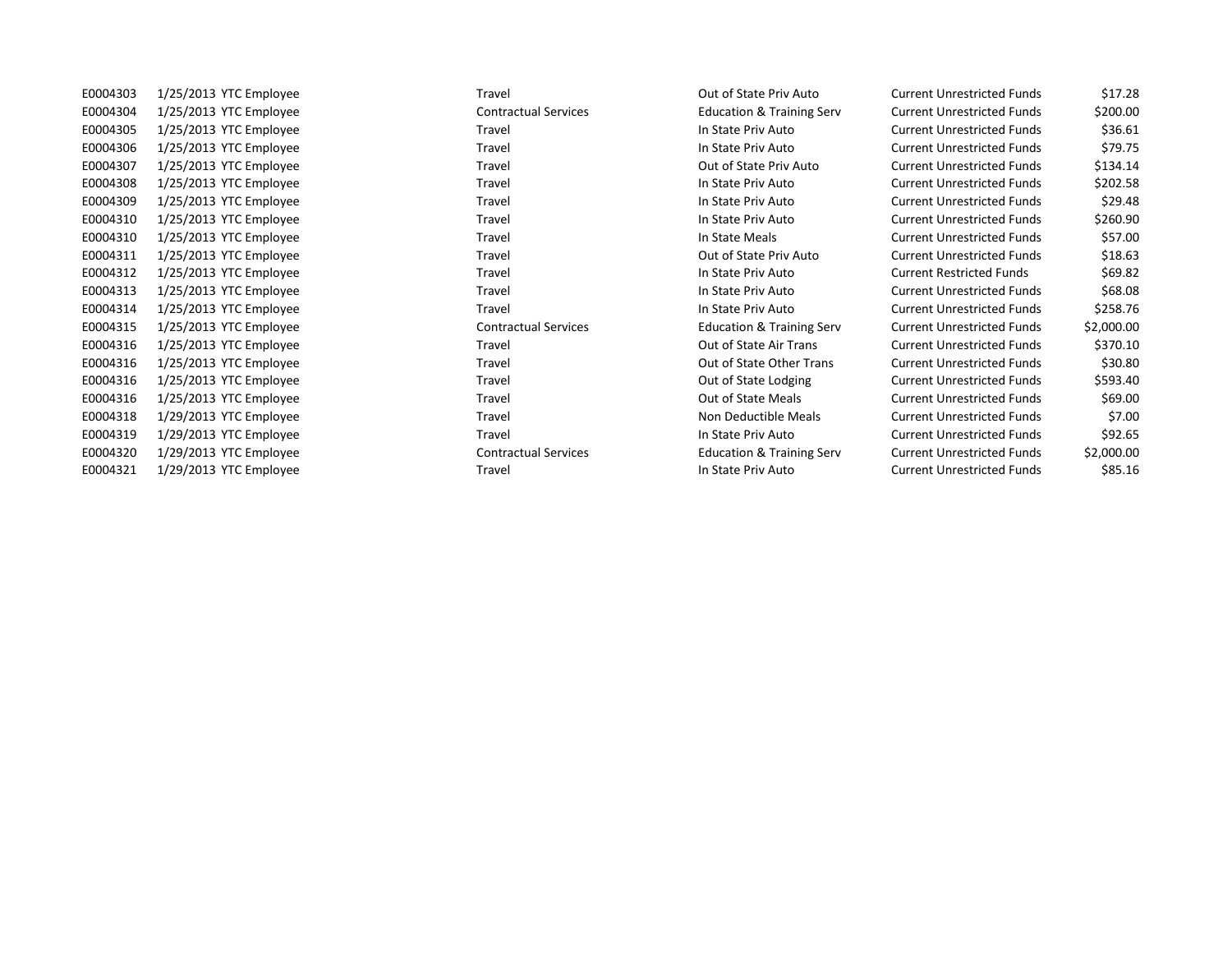| | | | | | | |
|---|---|---|---|---|---|---|
| E0004303 | 1/25/2013 | YTC Employee | Travel | Out of State Priv Auto | Current Unrestricted Funds | $17.28 |
| E0004304 | 1/25/2013 | YTC Employee | Contractual Services | Education & Training Serv | Current Unrestricted Funds | $200.00 |
| E0004305 | 1/25/2013 | YTC Employee | Travel | In State Priv Auto | Current Unrestricted Funds | $36.61 |
| E0004306 | 1/25/2013 | YTC Employee | Travel | In State Priv Auto | Current Unrestricted Funds | $79.75 |
| E0004307 | 1/25/2013 | YTC Employee | Travel | Out of State Priv Auto | Current Unrestricted Funds | $134.14 |
| E0004308 | 1/25/2013 | YTC Employee | Travel | In State Priv Auto | Current Unrestricted Funds | $202.58 |
| E0004309 | 1/25/2013 | YTC Employee | Travel | In State Priv Auto | Current Unrestricted Funds | $29.48 |
| E0004310 | 1/25/2013 | YTC Employee | Travel | In State Priv Auto | Current Unrestricted Funds | $260.90 |
| E0004310 | 1/25/2013 | YTC Employee | Travel | In State Meals | Current Unrestricted Funds | $57.00 |
| E0004311 | 1/25/2013 | YTC Employee | Travel | Out of State Priv Auto | Current Unrestricted Funds | $18.63 |
| E0004312 | 1/25/2013 | YTC Employee | Travel | In State Priv Auto | Current Restricted Funds | $69.82 |
| E0004313 | 1/25/2013 | YTC Employee | Travel | In State Priv Auto | Current Unrestricted Funds | $68.08 |
| E0004314 | 1/25/2013 | YTC Employee | Travel | In State Priv Auto | Current Unrestricted Funds | $258.76 |
| E0004315 | 1/25/2013 | YTC Employee | Contractual Services | Education & Training Serv | Current Unrestricted Funds | $2,000.00 |
| E0004316 | 1/25/2013 | YTC Employee | Travel | Out of State Air Trans | Current Unrestricted Funds | $370.10 |
| E0004316 | 1/25/2013 | YTC Employee | Travel | Out of State Other Trans | Current Unrestricted Funds | $30.80 |
| E0004316 | 1/25/2013 | YTC Employee | Travel | Out of State Lodging | Current Unrestricted Funds | $593.40 |
| E0004316 | 1/25/2013 | YTC Employee | Travel | Out of State Meals | Current Unrestricted Funds | $69.00 |
| E0004318 | 1/29/2013 | YTC Employee | Travel | Non Deductible Meals | Current Unrestricted Funds | $7.00 |
| E0004319 | 1/29/2013 | YTC Employee | Travel | In State Priv Auto | Current Unrestricted Funds | $92.65 |
| E0004320 | 1/29/2013 | YTC Employee | Contractual Services | Education & Training Serv | Current Unrestricted Funds | $2,000.00 |
| E0004321 | 1/29/2013 | YTC Employee | Travel | In State Priv Auto | Current Unrestricted Funds | $85.16 |